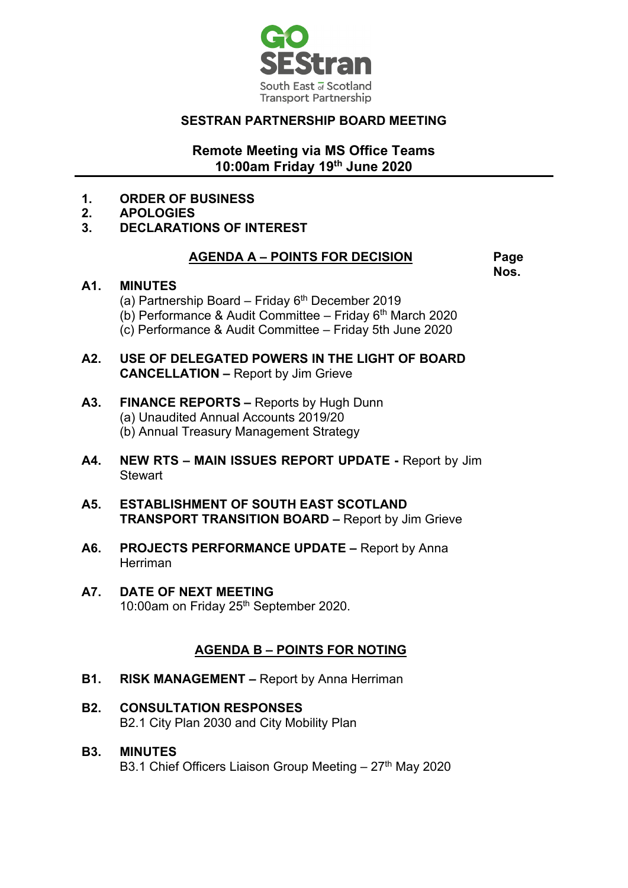GO SEStran

South East of Scotland Transport Partnership

## SESTRAN PARTNERSHIP BOARD MEETING

**Remote Meeting via MS Office Teams**
**10:00am Friday 19th June 2020**

---

1. **ORDER OF BUSINESS**
2. **APOLOGIES**
3. **DECLARATIONS OF INTEREST**

### AGENDA A – POINTS FOR DECISION

**Page Nos.**

**A1. MINUTES**
(a) Partnership Board – Friday 6th December 2019
(b) Performance & Audit Committee – Friday 6th March 2020
(c) Performance & Audit Committee – Friday 5th June 2020

**A2. USE OF DELEGATED POWERS IN THE LIGHT OF BOARD CANCELLATION –** Report by Jim Grieve

**A3. FINANCE REPORTS –** Reports by Hugh Dunn
(a) Unaudited Annual Accounts 2019/20
(b) Annual Treasury Management Strategy

**A4. NEW RTS – MAIN ISSUES REPORT UPDATE -** Report by Jim Stewart

**A5. ESTABLISHMENT OF SOUTH EAST SCOTLAND TRANSPORT TRANSITION BOARD –** Report by Jim Grieve

**A6. PROJECTS PERFORMANCE UPDATE –** Report by Anna Herriman

**A7. DATE OF NEXT MEETING**
10:00am on Friday 25th September 2020.

### AGENDA B – POINTS FOR NOTING

**B1. RISK MANAGEMENT –** Report by Anna Herriman

**B2. CONSULTATION RESPONSES**
B2.1 City Plan 2030 and City Mobility Plan

**B3. MINUTES**
B3.1 Chief Officers Liaison Group Meeting – 27th May 2020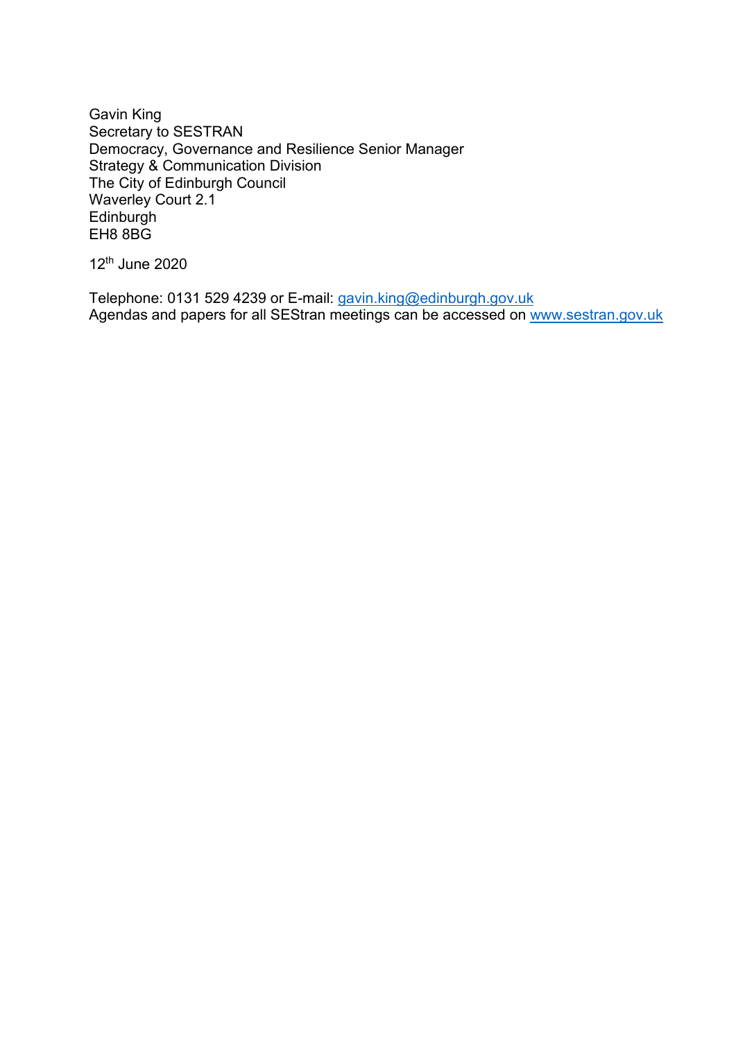Gavin King
Secretary to SESTRAN
Democracy, Governance and Resilience Senior Manager
Strategy & Communication Division
The City of Edinburgh Council
Waverley Court 2.1
Edinburgh
EH8 8BG

12th June 2020

Telephone: 0131 529 4239 or E-mail: gavin.king@edinburgh.gov.uk
Agendas and papers for all SEStran meetings can be accessed on www.sestran.gov.uk